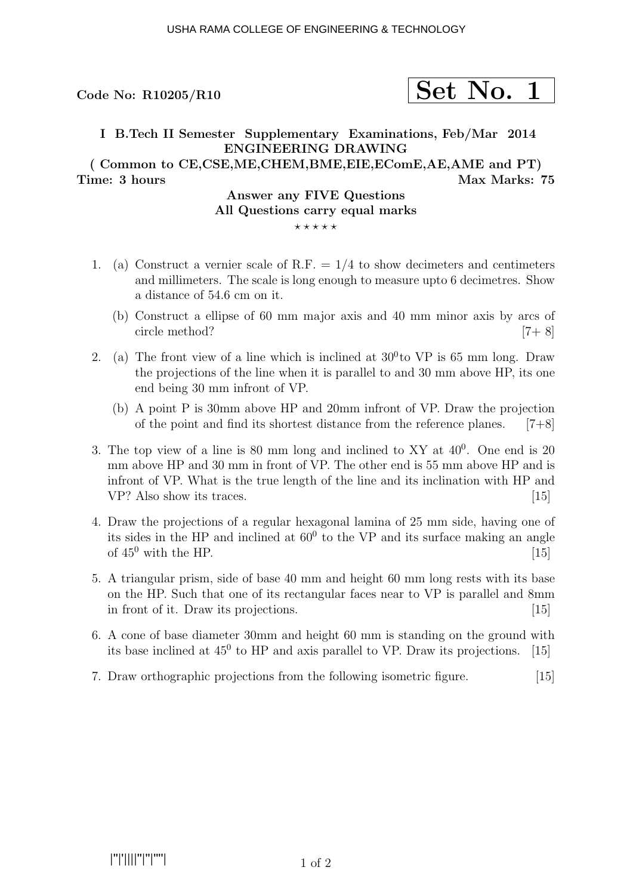USHA RAMA COLLEGE OF ENGINEERING & TECHNOLOGY

**Code No: R10205/R10** **Set No. 1**

**I B.Tech II Semester Supplementary Examinations, Feb/Mar 2014**
**ENGINEERING DRAWING**
**( Common to CE,CSE,ME,CHEM,BME,EIE,EComE,AE,AME and PT)**

**Time: 3 hours** **Max Marks: 75**

**Answer any FIVE Questions**
**All Questions carry equal marks**

⋆ ⋆ ⋆ ⋆ ⋆

1. (a) Construct a vernier scale of R.F. = 1/4 to show decimeters and centimeters and millimeters. The scale is long enough to measure upto 6 decimetres. Show a distance of 54.6 cm on it.

   (b) Construct a ellipse of 60 mm major axis and 40 mm minor axis by arcs of circle method? [7+ 8]

2. (a) The front view of a line which is inclined at $30^0$to VP is 65 mm long. Draw the projections of the line when it is parallel to and 30 mm above HP, its one end being 30 mm infront of VP.

   (b) A point P is 30mm above HP and 20mm infront of VP. Draw the projection of the point and find its shortest distance from the reference planes. [7+8]

3. The top view of a line is 80 mm long and inclined to XY at $40^0$. One end is 20 mm above HP and 30 mm in front of VP. The other end is 55 mm above HP and is infront of VP. What is the true length of the line and its inclination with HP and VP? Also show its traces. [15]

4. Draw the projections of a regular hexagonal lamina of 25 mm side, having one of its sides in the HP and inclined at $60^0$ to the VP and its surface making an angle of $45^0$ with the HP. [15]

5. A triangular prism, side of base 40 mm and height 60 mm long rests with its base on the HP. Such that one of its rectangular faces near to VP is parallel and 8mm in front of it. Draw its projections. [15]

6. A cone of base diameter 30mm and height 60 mm is standing on the ground with its base inclined at $45^0$ to HP and axis parallel to VP. Draw its projections. [15]

7. Draw orthographic projections from the following isometric figure. [15]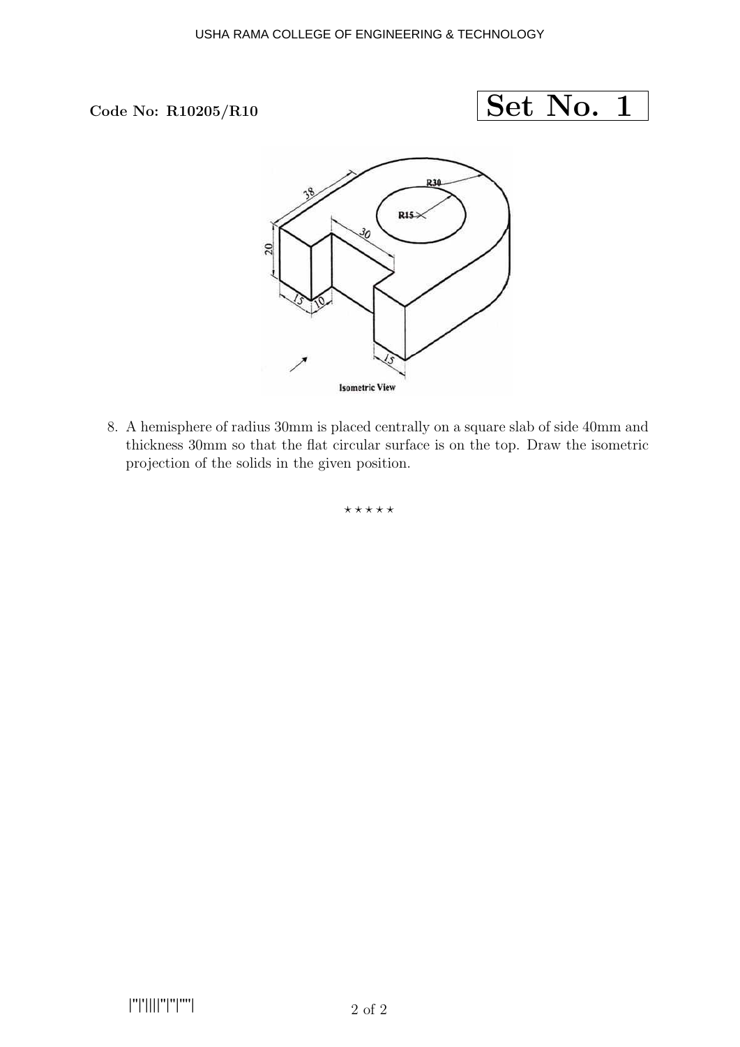Code No: R10205/R10

**Set No. 1**

Isometric View

8. A hemisphere of radius 30mm is placed centrally on a square slab of side 40mm and thickness 30mm so that the flat circular surface is on the top. Draw the isometric projection of the solids in the given position.

⋆ ⋆ ⋆ ⋆ ⋆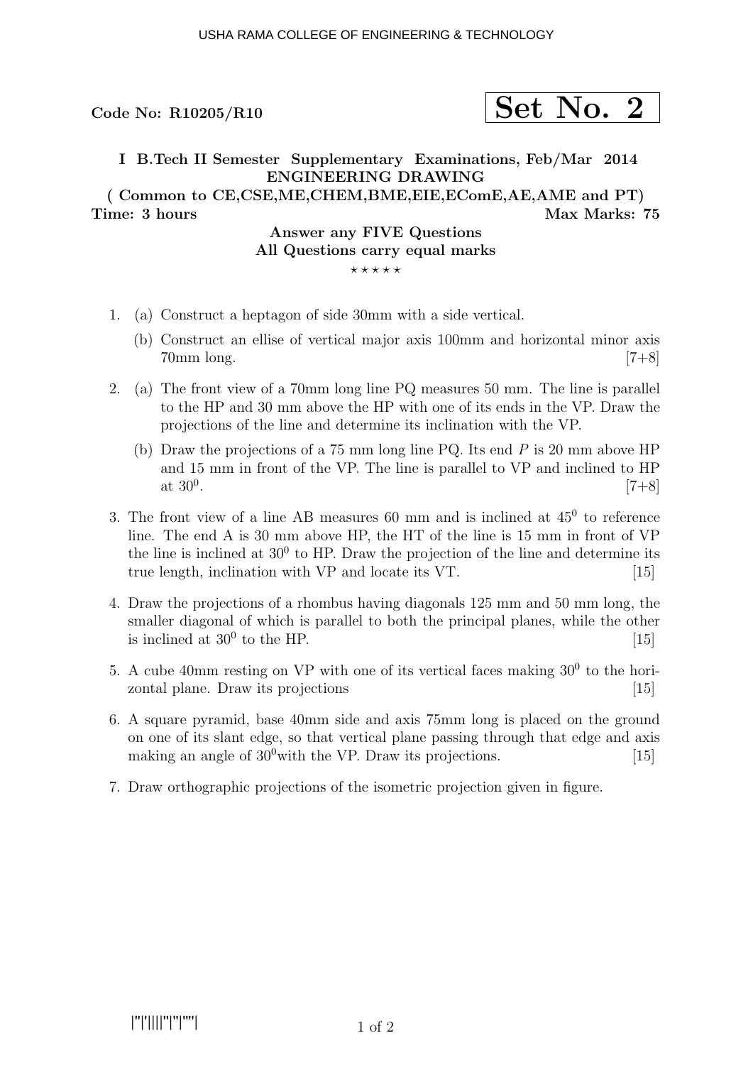**Code No: R10205/R10**

**Set No. 2**

**I B.Tech II Semester Supplementary Examinations, Feb/Mar 2014**
**ENGINEERING DRAWING**
**( Common to CE,CSE,ME,CHEM,BME,EIE,EComE,AE,AME and PT)**

**Time: 3 hours** **Max Marks: 75**

**Answer any FIVE Questions**
**All Questions carry equal marks**

⋆⋆⋆⋆⋆

1. (a) Construct a heptagon of side 30mm with a side vertical.
   (b) Construct an ellise of vertical major axis 100mm and horizontal minor axis 70mm long. [7+8]

2. (a) The front view of a 70mm long line PQ measures 50 mm. The line is parallel to the HP and 30 mm above the HP with one of its ends in the VP. Draw the projections of the line and determine its inclination with the VP.
   (b) Draw the projections of a 75 mm long line PQ. Its end $P$ is 20 mm above HP and 15 mm in front of the VP. The line is parallel to VP and inclined to HP at $30^0$. [7+8]

3. The front view of a line AB measures 60 mm and is inclined at $45^0$ to reference line. The end A is 30 mm above HP, the HT of the line is 15 mm in front of VP the line is inclined at $30^0$ to HP. Draw the projection of the line and determine its true length, inclination with VP and locate its VT. [15]

4. Draw the projections of a rhombus having diagonals 125 mm and 50 mm long, the smaller diagonal of which is parallel to both the principal planes, while the other is inclined at $30^0$ to the HP. [15]

5. A cube 40mm resting on VP with one of its vertical faces making $30^0$ to the horizontal plane. Draw its projections [15]

6. A square pyramid, base 40mm side and axis 75mm long is placed on the ground on one of its slant edge, so that vertical plane passing through that edge and axis making an angle of $30^0$with the VP. Draw its projections. [15]

7. Draw orthographic projections of the isometric projection given in figure.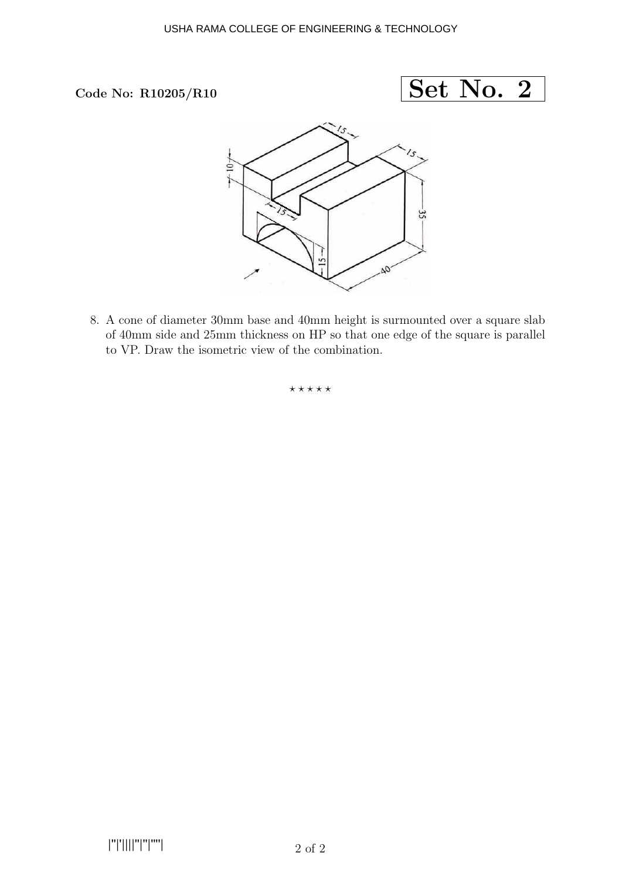**Code No: R10205/R10**

**Set No. 2**

8. A cone of diameter 30mm base and 40mm height is surmounted over a square slab of 40mm side and 25mm thickness on HP so that one edge of the square is parallel to VP. Draw the isometric view of the combination.

⋆ ⋆ ⋆ ⋆ ⋆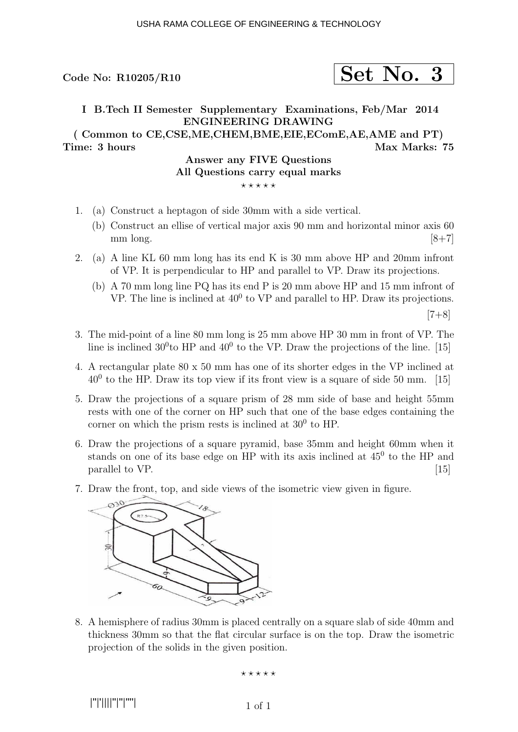Code No: R10205/R10

**Set No. 3**

**I B.Tech II Semester Supplementary Examinations, Feb/Mar 2014**
**ENGINEERING DRAWING**
**( Common to CE,CSE,ME,CHEM,BME,EIE,EComE,AE,AME and PT)**

**Time: 3 hours** **Max Marks: 75**

**Answer any FIVE Questions**
**All Questions carry equal marks**

⋆ ⋆ ⋆ ⋆ ⋆

1. (a) Construct a heptagon of side 30mm with a side vertical.
   (b) Construct an ellise of vertical major axis 90 mm and horizontal minor axis 60 mm long. [8+7]

2. (a) A line KL 60 mm long has its end K is 30 mm above HP and 20mm infront of VP. It is perpendicular to HP and parallel to VP. Draw its projections.
   (b) A 70 mm long line PQ has its end P is 20 mm above HP and 15 mm infront of VP. The line is inclined at $40^0$ to VP and parallel to HP. Draw its projections. [7+8]

3. The mid-point of a line 80 mm long is 25 mm above HP 30 mm in front of VP. The line is inclined $30^0$to HP and $40^0$ to the VP. Draw the projections of the line. [15]

4. A rectangular plate 80 x 50 mm has one of its shorter edges in the VP inclined at $40^0$ to the HP. Draw its top view if its front view is a square of side 50 mm. [15]

5. Draw the projections of a square prism of 28 mm side of base and height 55mm rests with one of the corner on HP such that one of the base edges containing the corner on which the prism rests is inclined at $30^0$ to HP.

6. Draw the projections of a square pyramid, base 35mm and height 60mm when it stands on one of its base edge on HP with its axis inclined at $45^0$ to the HP and parallel to VP. [15]

7. Draw the front, top, and side views of the isometric view given in figure.

8. A hemisphere of radius 30mm is placed centrally on a square slab of side 40mm and thickness 30mm so that the flat circular surface is on the top. Draw the isometric projection of the solids in the given position.

⋆ ⋆ ⋆ ⋆ ⋆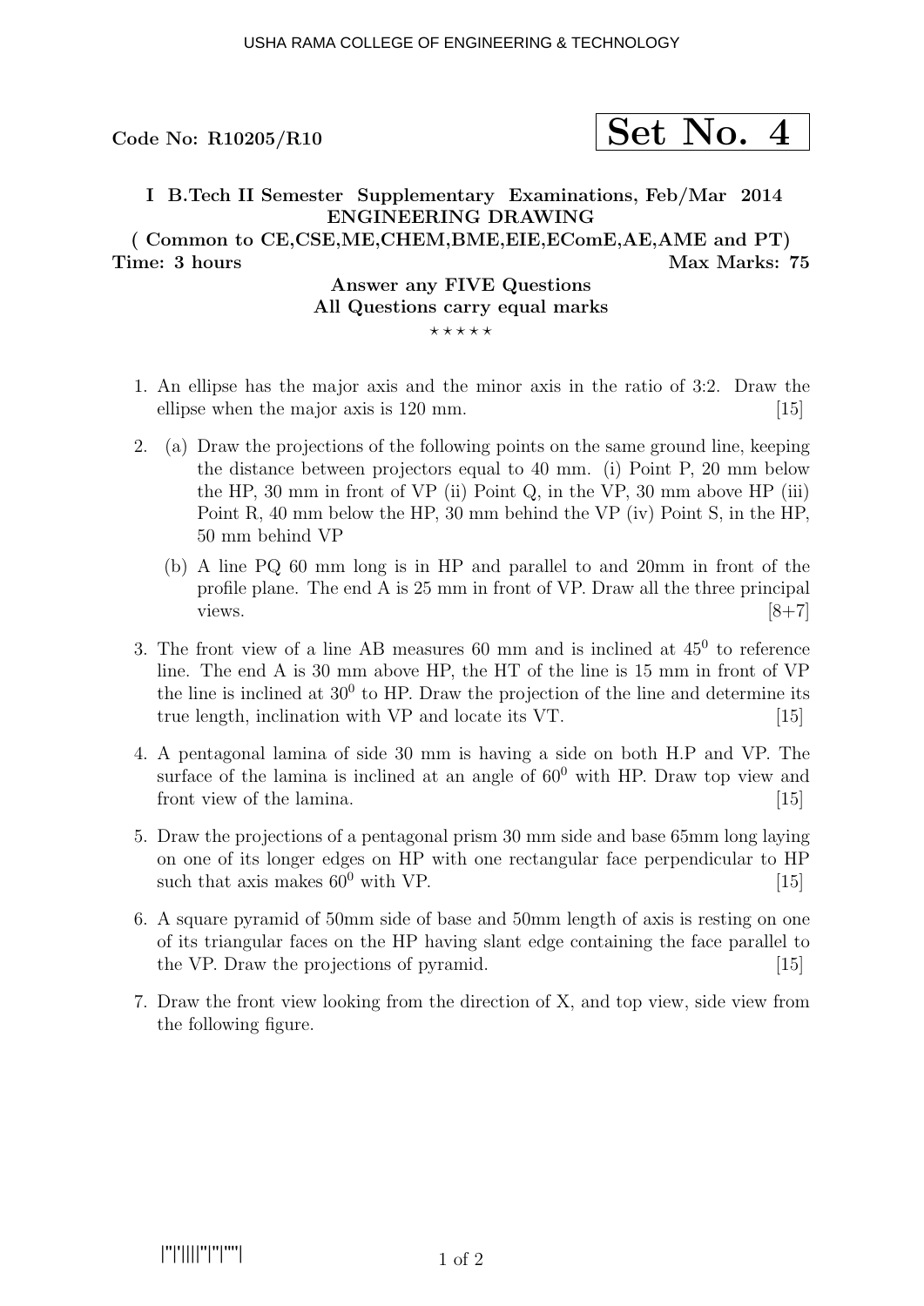USHA RAMA COLLEGE OF ENGINEERING & TECHNOLOGY

**Code No: R10205/R10**

# Set No. 4

**I B.Tech II Semester Supplementary Examinations, Feb/Mar 2014**
**ENGINEERING DRAWING**
**( Common to CE,CSE,ME,CHEM,BME,EIE,EComE,AE,AME and PT)**

**Time: 3 hours** **Max Marks: 75**

**Answer any FIVE Questions**
**All Questions carry equal marks**

⋆ ⋆ ⋆ ⋆ ⋆

1. An ellipse has the major axis and the minor axis in the ratio of 3:2. Draw the ellipse when the major axis is 120 mm. [15]

2. (a) Draw the projections of the following points on the same ground line, keeping the distance between projectors equal to 40 mm. (i) Point P, 20 mm below the HP, 30 mm in front of VP (ii) Point Q, in the VP, 30 mm above HP (iii) Point R, 40 mm below the HP, 30 mm behind the VP (iv) Point S, in the HP, 50 mm behind VP

   (b) A line PQ 60 mm long is in HP and parallel to and 20mm in front of the profile plane. The end A is 25 mm in front of VP. Draw all the three principal views. [8+7]

3. The front view of a line AB measures 60 mm and is inclined at $45^0$ to reference line. The end A is 30 mm above HP, the HT of the line is 15 mm in front of VP the line is inclined at $30^0$ to HP. Draw the projection of the line and determine its true length, inclination with VP and locate its VT. [15]

4. A pentagonal lamina of side 30 mm is having a side on both H.P and VP. The surface of the lamina is inclined at an angle of $60^0$ with HP. Draw top view and front view of the lamina. [15]

5. Draw the projections of a pentagonal prism 30 mm side and base 65mm long laying on one of its longer edges on HP with one rectangular face perpendicular to HP such that axis makes $60^0$ with VP. [15]

6. A square pyramid of 50mm side of base and 50mm length of axis is resting on one of its triangular faces on the HP having slant edge containing the face parallel to the VP. Draw the projections of pyramid. [15]

7. Draw the front view looking from the direction of X, and top view, side view from the following figure.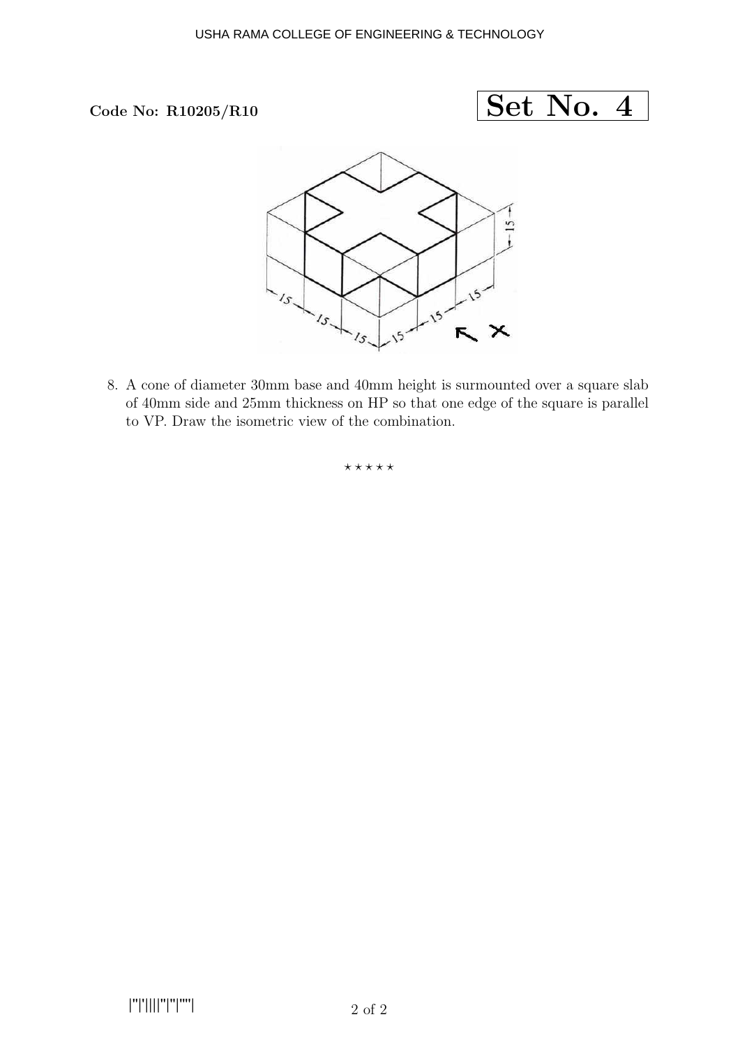Code No: R10205/R10

**Set No. 4**

15

15 15 15 15 15 15

X

8. A cone of diameter 30mm base and 40mm height is surmounted over a square slab of 40mm side and 25mm thickness on HP so that one edge of the square is parallel to VP. Draw the isometric view of the combination.

⋆ ⋆ ⋆ ⋆ ⋆